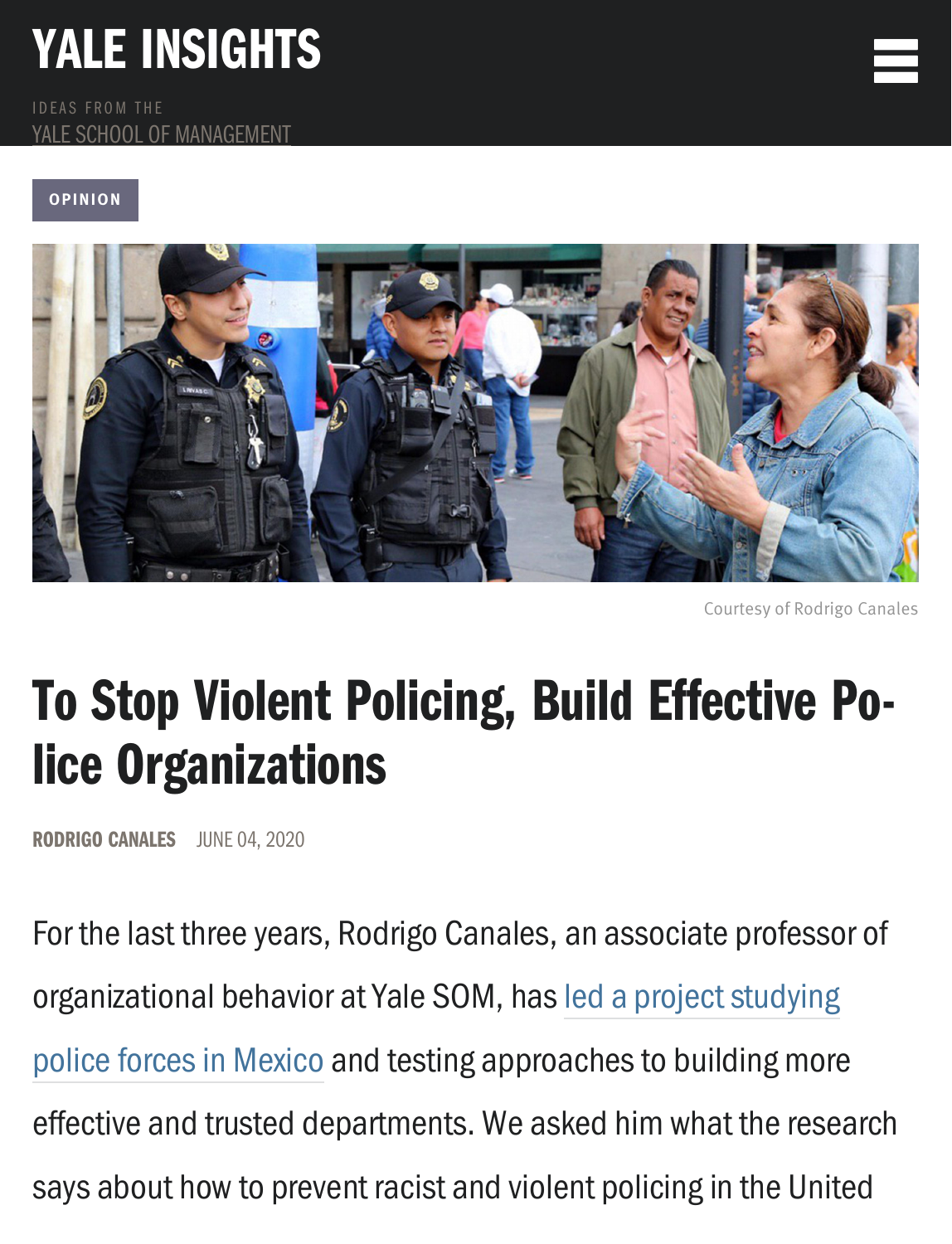YALE INSIGHTS

IDEAS FROM THE

YALE SCHOOL OF MANAGEMENT

OPINION

Courtesy of Rodrigo Canales

# To Stop Violent Policing, Build Effective Police Organizations

**RODRIGO CANALES** JUNE 04, 2020

For the last three years, Rodrigo Canales, an associate professor of organizational behavior at Yale SOM, has led a project studying police forces in Mexico and testing approaches to building more effective and trusted departments. We asked him what the research says about how to prevent racist and violent policing in the United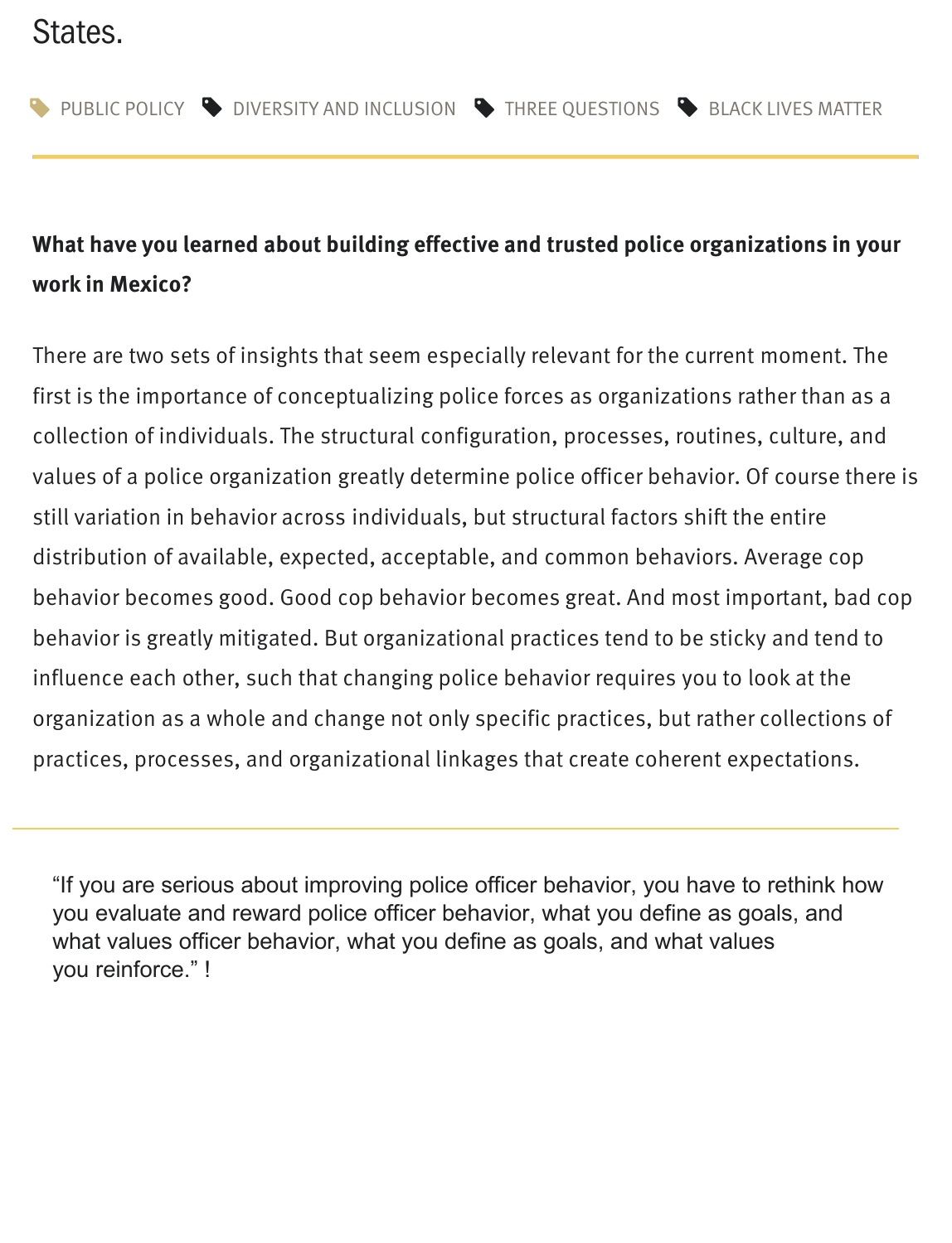States.

PUBLIC POLICY   DIVERSITY AND INCLUSION   THREE QUESTIONS   BLACK LIVES MATTER

---

**What have you learned about building effective and trusted police organizations in your work in Mexico?**

There are two sets of insights that seem especially relevant for the current moment. The first is the importance of conceptualizing police forces as organizations rather than as a collection of individuals. The structural configuration, processes, routines, culture, and values of a police organization greatly determine police officer behavior. Of course there is still variation in behavior across individuals, but structural factors shift the entire distribution of available, expected, acceptable, and common behaviors. Average cop behavior becomes good. Good cop behavior becomes great. And most important, bad cop behavior is greatly mitigated. But organizational practices tend to be sticky and tend to influence each other, such that changing police behavior requires you to look at the organization as a whole and change not only specific practices, but rather collections of practices, processes, and organizational linkages that create coherent expectations.

---

"If you are serious about improving police officer behavior, you have to rethink how you evaluate and reward police officer behavior, what you define as goals, and what values officer behavior, what you define as goals, and what values you reinforce." !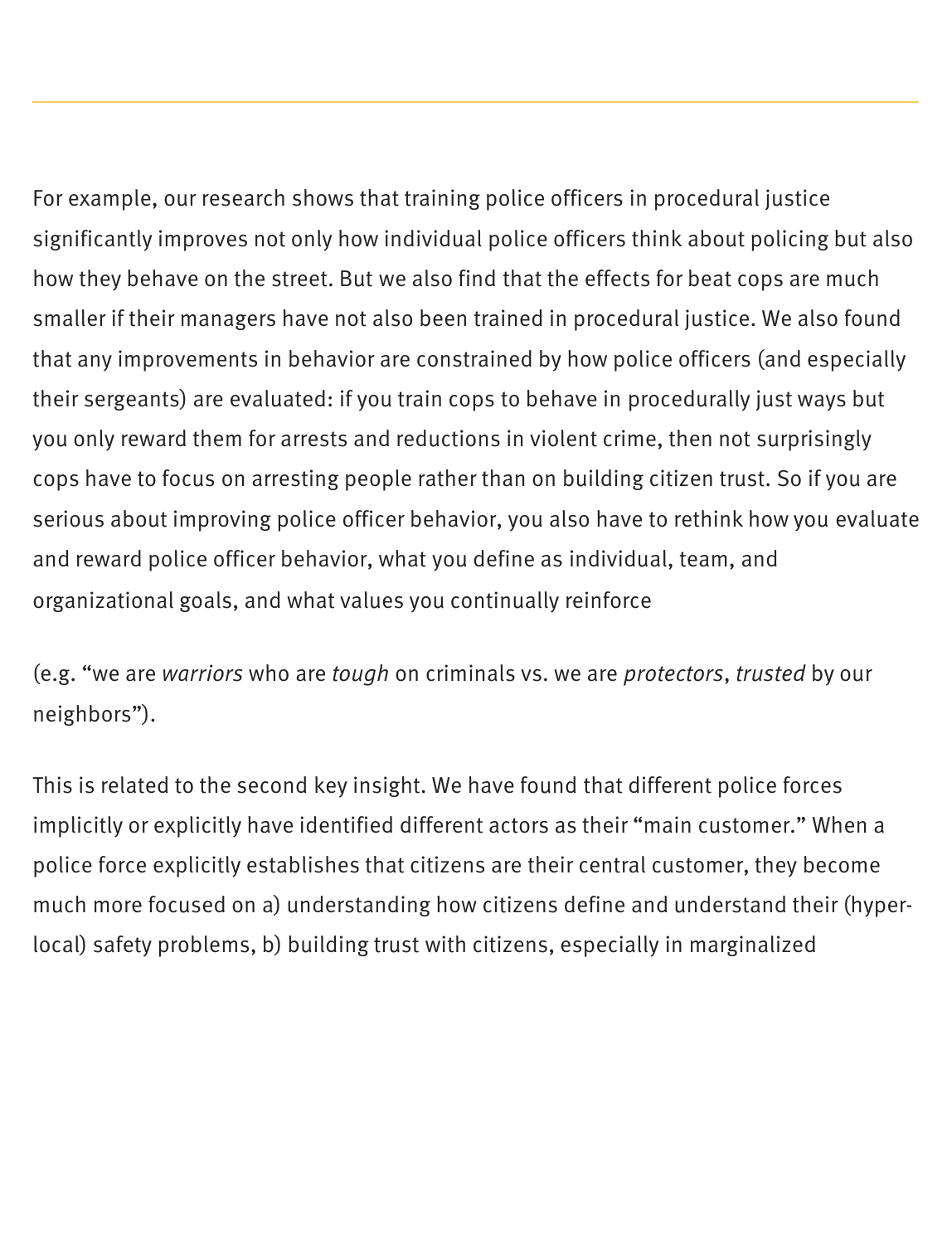For example, our research shows that training police officers in procedural justice significantly improves not only how individual police officers think about policing but also how they behave on the street. But we also find that the effects for beat cops are much smaller if their managers have not also been trained in procedural justice. We also found that any improvements in behavior are constrained by how police officers (and especially their sergeants) are evaluated: if you train cops to behave in procedurally just ways but you only reward them for arrests and reductions in violent crime, then not surprisingly cops have to focus on arresting people rather than on building citizen trust. So if you are serious about improving police officer behavior, you also have to rethink how you evaluate and reward police officer behavior, what you define as individual, team, and organizational goals, and what values you continually reinforce

(e.g. "we are *warriors* who are *tough* on criminals vs. we are *protectors*, *trusted* by our neighbors").

This is related to the second key insight. We have found that different police forces implicitly or explicitly have identified different actors as their "main customer." When a police force explicitly establishes that citizens are their central customer, they become much more focused on a) understanding how citizens define and understand their (hyper-local) safety problems, b) building trust with citizens, especially in marginalized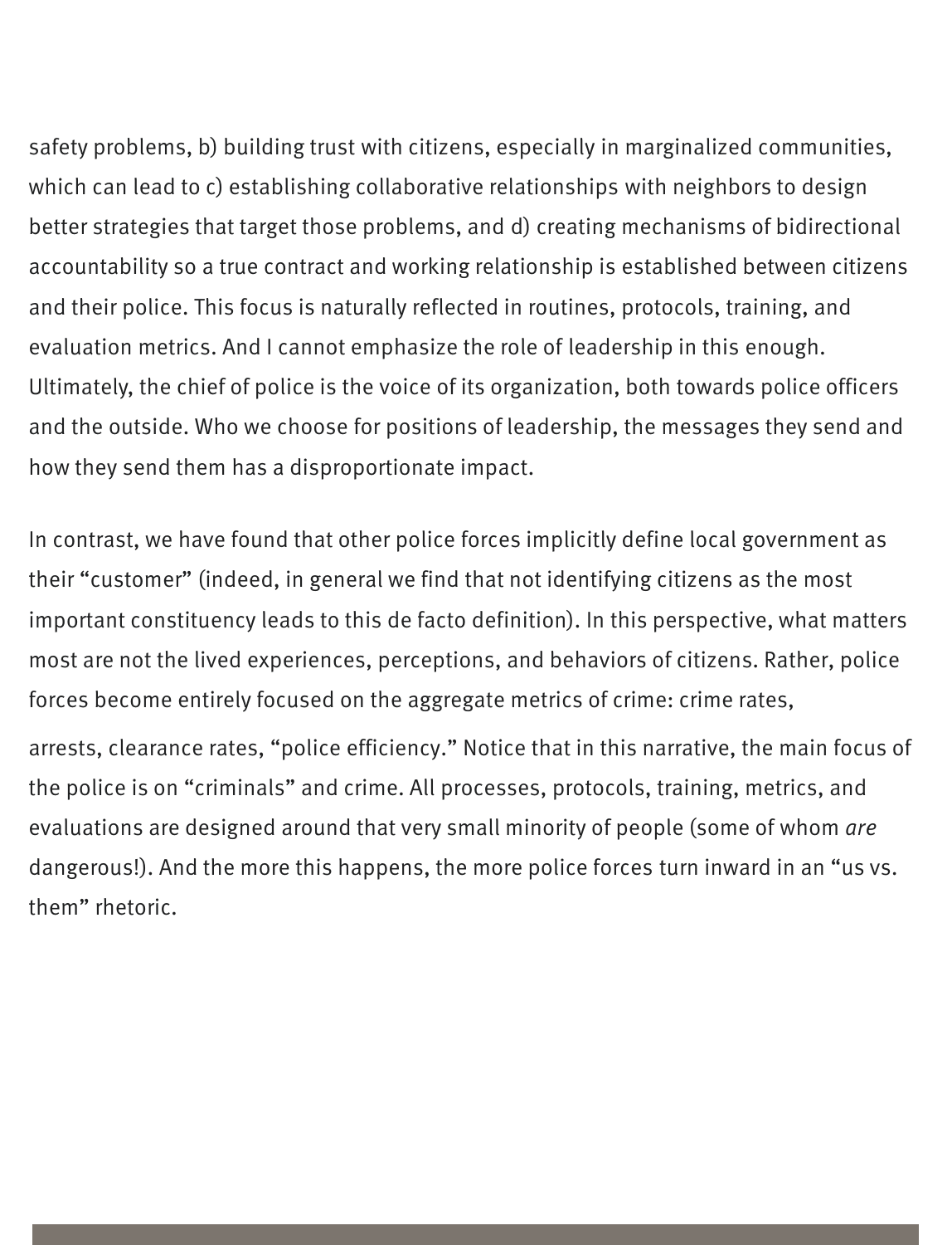safety problems, b) building trust with citizens, especially in marginalized communities, which can lead to c) establishing collaborative relationships with neighbors to design better strategies that target those problems, and d) creating mechanisms of bidirectional accountability so a true contract and working relationship is established between citizens and their police. This focus is naturally reflected in routines, protocols, training, and evaluation metrics. And I cannot emphasize the role of leadership in this enough. Ultimately, the chief of police is the voice of its organization, both towards police officers and the outside. Who we choose for positions of leadership, the messages they send and how they send them has a disproportionate impact.

In contrast, we have found that other police forces implicitly define local government as their "customer" (indeed, in general we find that not identifying citizens as the most important constituency leads to this de facto definition). In this perspective, what matters most are not the lived experiences, perceptions, and behaviors of citizens. Rather, police forces become entirely focused on the aggregate metrics of crime: crime rates, arrests, clearance rates, "police efficiency." Notice that in this narrative, the main focus of the police is on "criminals" and crime. All processes, protocols, training, metrics, and evaluations are designed around that very small minority of people (some of whom *are* dangerous!). And the more this happens, the more police forces turn inward in an "us vs. them" rhetoric.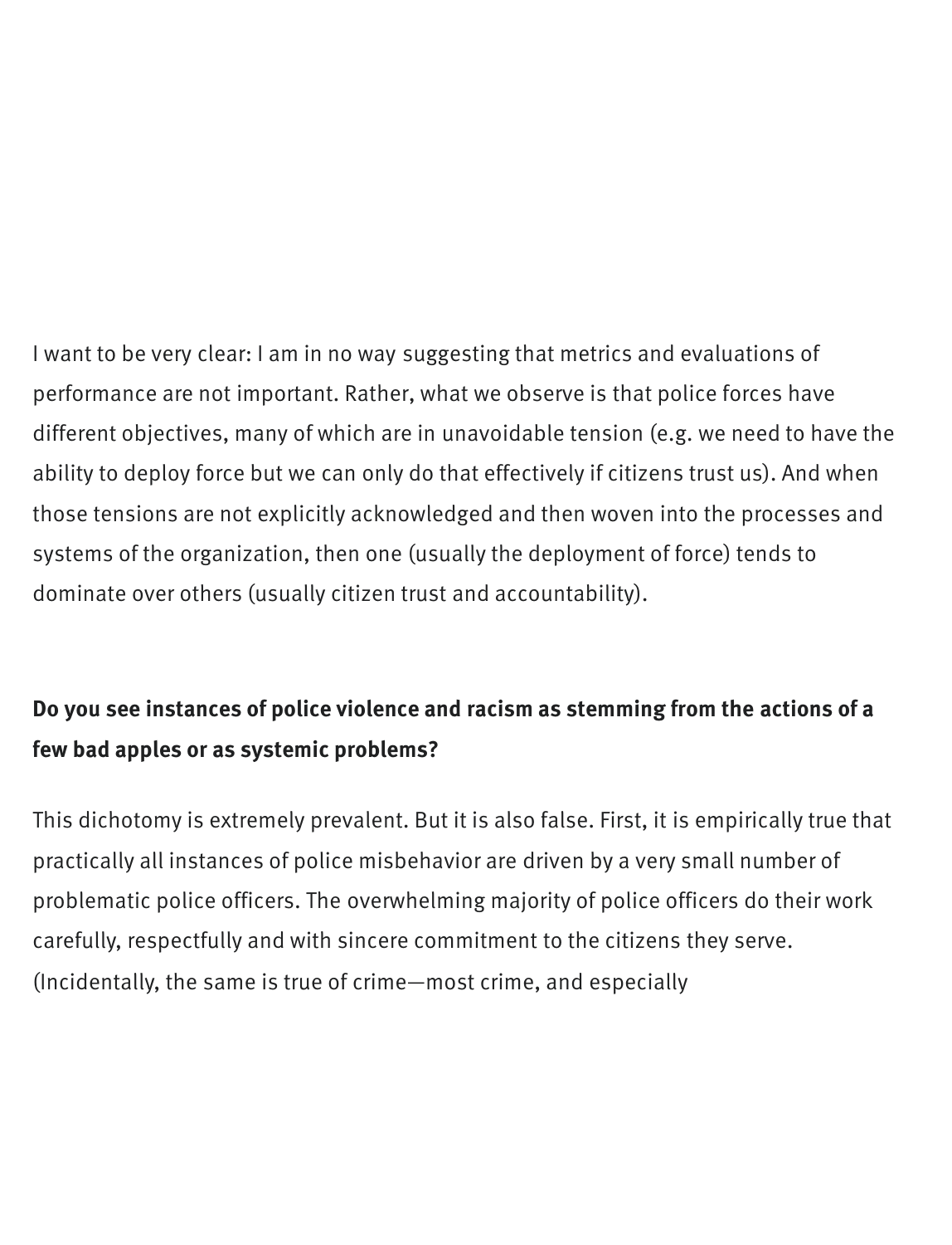I want to be very clear: I am in no way suggesting that metrics and evaluations of performance are not important. Rather, what we observe is that police forces have different objectives, many of which are in unavoidable tension (e.g. we need to have the ability to deploy force but we can only do that effectively if citizens trust us). And when those tensions are not explicitly acknowledged and then woven into the processes and systems of the organization, then one (usually the deployment of force) tends to dominate over others (usually citizen trust and accountability).

**Do you see instances of police violence and racism as stemming from the actions of a few bad apples or as systemic problems?**

This dichotomy is extremely prevalent. But it is also false. First, it is empirically true that practically all instances of police misbehavior are driven by a very small number of problematic police officers. The overwhelming majority of police officers do their work carefully, respectfully and with sincere commitment to the citizens they serve. (Incidentally, the same is true of crime—most crime, and especially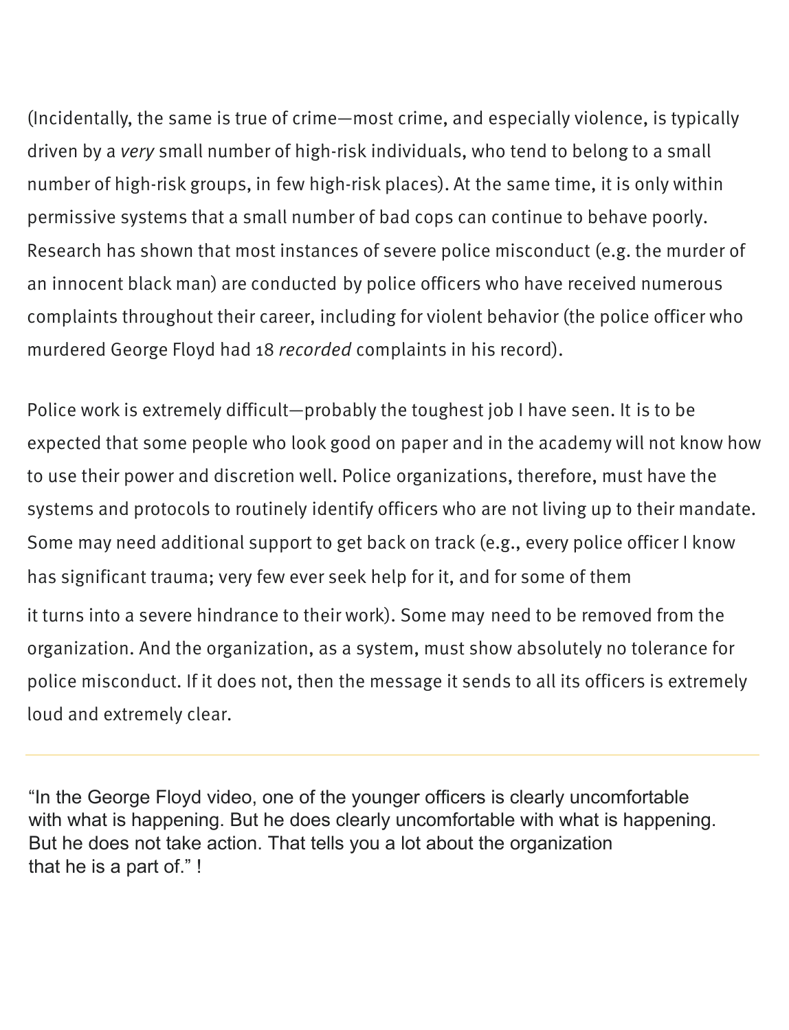(Incidentally, the same is true of crime—most crime, and especially violence, is typically driven by a *very* small number of high-risk individuals, who tend to belong to a small number of high-risk groups, in few high-risk places). At the same time, it is only within permissive systems that a small number of bad cops can continue to behave poorly. Research has shown that most instances of severe police misconduct (e.g. the murder of an innocent black man) are conducted by police officers who have received numerous complaints throughout their career, including for violent behavior (the police officer who murdered George Floyd had 18 *recorded* complaints in his record).

Police work is extremely difficult—probably the toughest job I have seen. It is to be expected that some people who look good on paper and in the academy will not know how to use their power and discretion well. Police organizations, therefore, must have the systems and protocols to routinely identify officers who are not living up to their mandate. Some may need additional support to get back on track (e.g., every police officer I know has significant trauma; very few ever seek help for it, and for some of them it turns into a severe hindrance to their work). Some may need to be removed from the organization. And the organization, as a system, must show absolutely no tolerance for police misconduct. If it does not, then the message it sends to all its officers is extremely loud and extremely clear.

---

"In the George Floyd video, one of the younger officers is clearly uncomfortable with what is happening. But he does clearly uncomfortable with what is happening. But he does not take action. That tells you a lot about the organization that he is a part of." !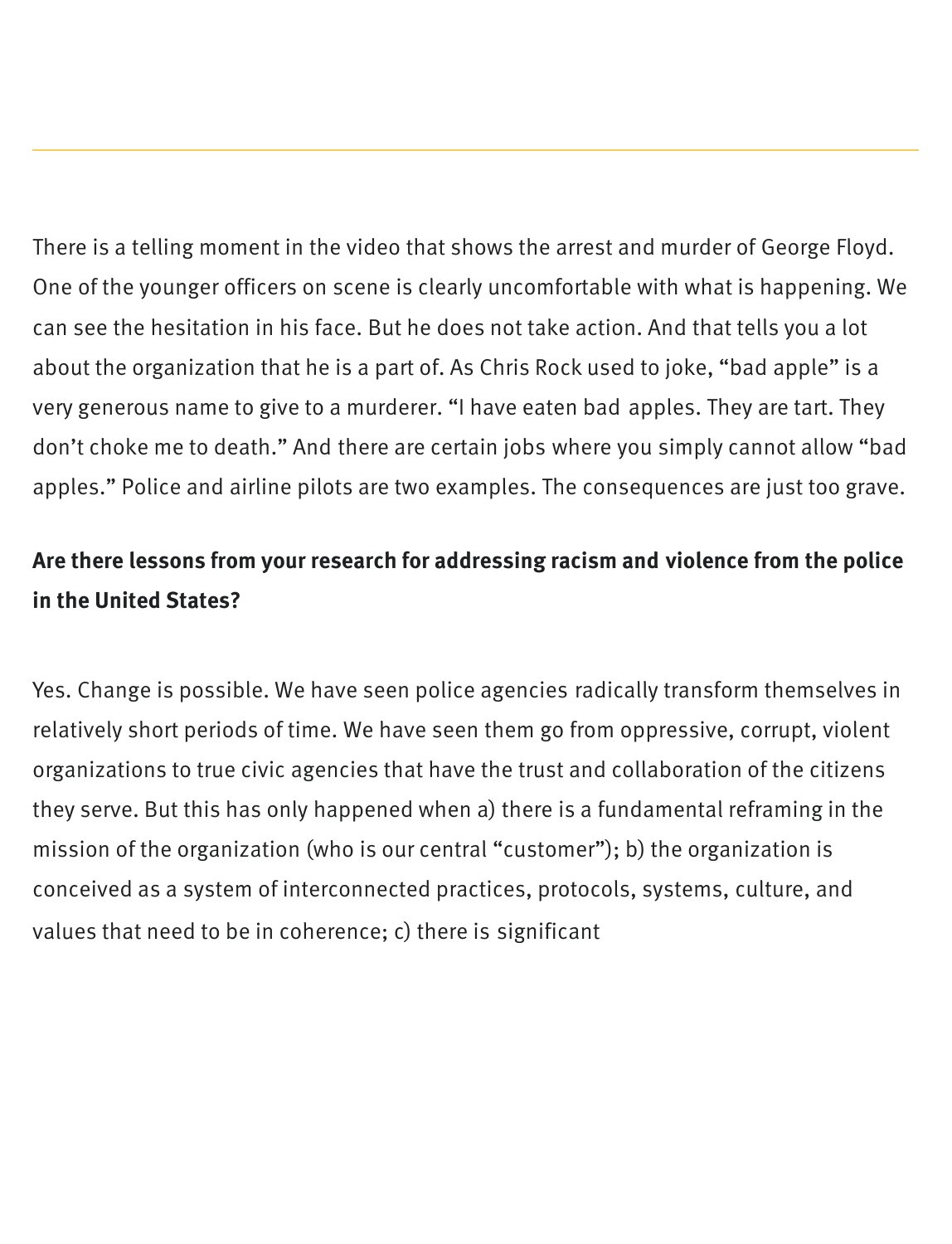There is a telling moment in the video that shows the arrest and murder of George Floyd. One of the younger officers on scene is clearly uncomfortable with what is happening. We can see the hesitation in his face. But he does not take action. And that tells you a lot about the organization that he is a part of. As Chris Rock used to joke, "bad apple" is a very generous name to give to a murderer. "I have eaten bad apples. They are tart. They don't choke me to death." And there are certain jobs where you simply cannot allow "bad apples." Police and airline pilots are two examples. The consequences are just too grave.

**Are there lessons from your research for addressing racism and violence from the police in the United States?**

Yes. Change is possible. We have seen police agencies radically transform themselves in relatively short periods of time. We have seen them go from oppressive, corrupt, violent organizations to true civic agencies that have the trust and collaboration of the citizens they serve. But this has only happened when a) there is a fundamental reframing in the mission of the organization (who is our central "customer"); b) the organization is conceived as a system of interconnected practices, protocols, systems, culture, and values that need to be in coherence; c) there is significant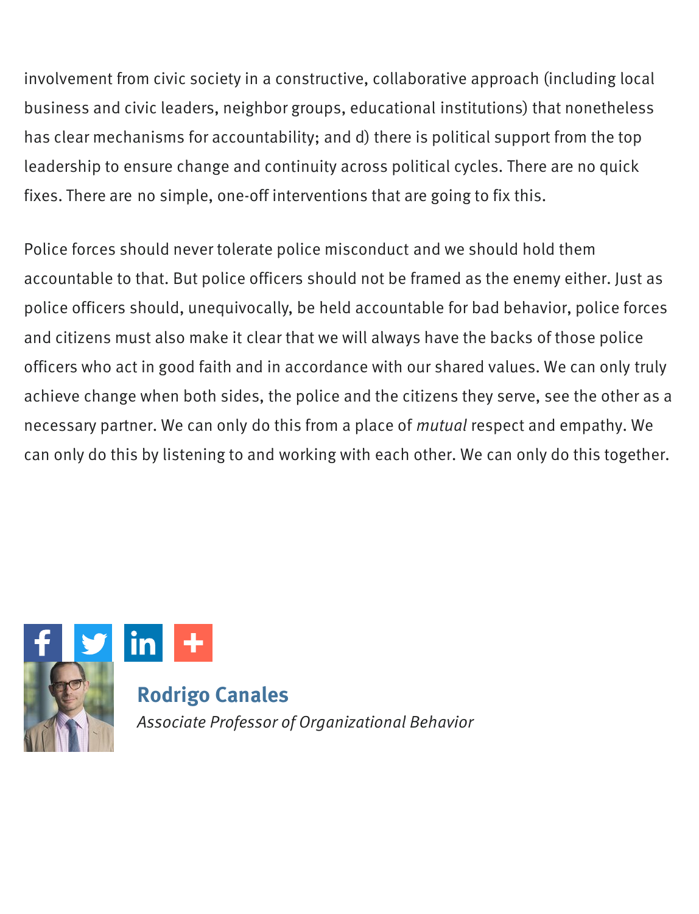involvement from civic society in a constructive, collaborative approach (including local business and civic leaders, neighbor groups, educational institutions) that nonetheless has clear mechanisms for accountability; and d) there is political support from the top leadership to ensure change and continuity across political cycles. There are no quick fixes. There are no simple, one-off interventions that are going to fix this.

Police forces should never tolerate police misconduct and we should hold them accountable to that. But police officers should not be framed as the enemy either. Just as police officers should, unequivocally, be held accountable for bad behavior, police forces and citizens must also make it clear that we will always have the backs of those police officers who act in good faith and in accordance with our shared values. We can only truly achieve change when both sides, the police and the citizens they serve, see the other as a necessary partner. We can only do this from a place of *mutual* respect and empathy. We can only do this by listening to and working with each other. We can only do this together.

**Rodrigo Canales**

*Associate Professor of Organizational Behavior*